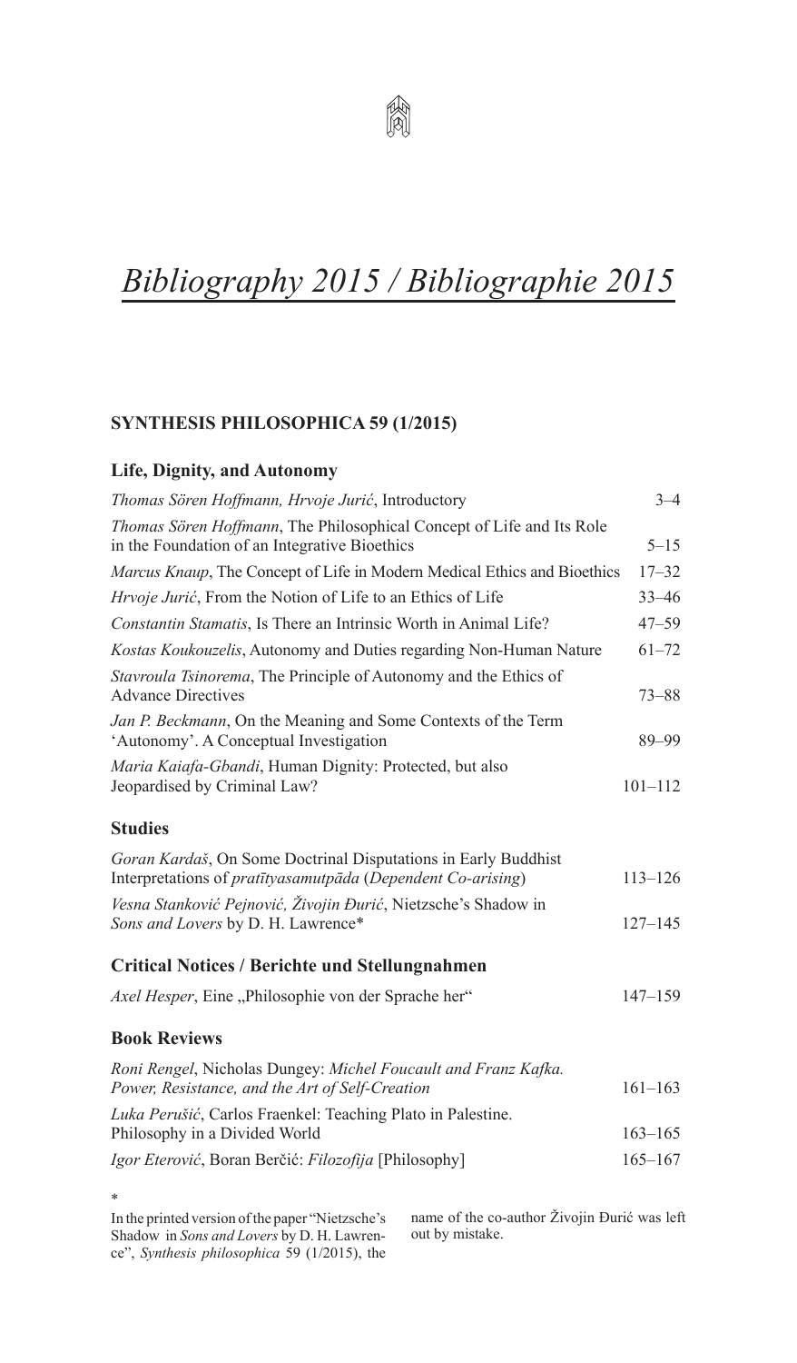# *Bibliography 2015 / Bibliographie 2015*

## SYNTHESIS PHILOSOPHICA 59 (1/2015)

### Life, Dignity, and Autonomy

| | |
|---|---|
| *Thomas Sören Hoffmann, Hrvoje Jurić*, Introductory | 3–4 |
| *Thomas Sören Hoffmann*, The Philosophical Concept of Life and Its Role in the Foundation of an Integrative Bioethics | 5–15 |
| *Marcus Knaup*, The Concept of Life in Modern Medical Ethics and Bioethics | 17–32 |
| *Hrvoje Jurić*, From the Notion of Life to an Ethics of Life | 33–46 |
| *Constantin Stamatis*, Is There an Intrinsic Worth in Animal Life? | 47–59 |
| *Kostas Koukouzelis*, Autonomy and Duties regarding Non-Human Nature | 61–72 |
| *Stavroula Tsinorema*, The Principle of Autonomy and the Ethics of Advance Directives | 73–88 |
| *Jan P. Beckmann*, On the Meaning and Some Contexts of the Term 'Autonomy'. A Conceptual Investigation | 89–99 |
| *Maria Kaiafa-Gbandi*, Human Dignity: Protected, but also Jeopardised by Criminal Law? | 101–112 |

### Studies

| | |
|---|---|
| *Goran Kardaš*, On Some Doctrinal Disputations in Early Buddhist Interpretations of *pratītyasamutpāda* (*Dependent Co-arising*) | 113–126 |
| *Vesna Stanković Pejnović, Živojin Đurić*, Nietzsche's Shadow in *Sons and Lovers* by D. H. Lawrence* | 127–145 |

### Critical Notices / Berichte und Stellungnahmen

| | |
|---|---|
| *Axel Hesper*, Eine „Philosophie von der Sprache her" | 147–159 |

### Book Reviews

| | |
|---|---|
| *Roni Rengel*, Nicholas Dungey: *Michel Foucault and Franz Kafka. Power, Resistance, and the Art of Self-Creation* | 161–163 |
| *Luka Perušić*, Carlos Fraenkel: Teaching Plato in Palestine. Philosophy in a Divided World | 163–165 |
| *Igor Eterović*, Boran Berčić: *Filozofija* [Philosophy] | 165–167 |

*

In the printed version of the paper "Nietzsche's Shadow in *Sons and Lovers* by D. H. Lawrence", *Synthesis philosophica* 59 (1/2015), the name of the co-author Živojin Đurić was left out by mistake.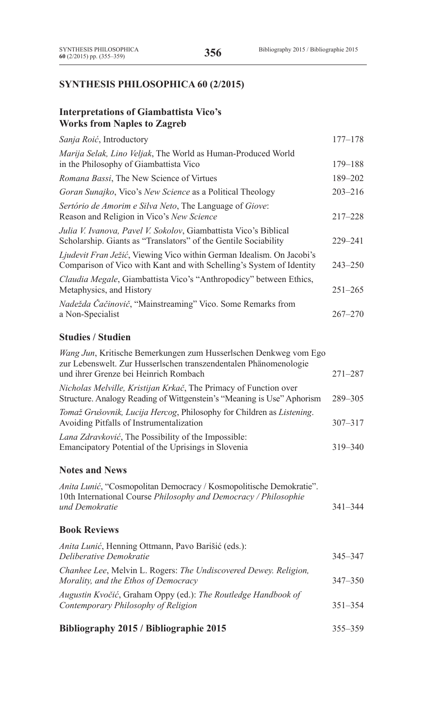## SYNTHESIS PHILOSOPHICA 60 (2/2015)

### Interpretations of Giambattista Vico's Works from Naples to Zagreb

| | |
|---|---|
| *Sanja Roić*, Introductory | 177–178 |
| *Marija Selak, Lino Veljak*, The World as Human-Produced World in the Philosophy of Giambattista Vico | 179–188 |
| *Romana Bassi*, The New Science of Virtues | 189–202 |
| *Goran Sunajko*, Vico's *New Science* as a Political Theology | 203–216 |
| *Sertório de Amorim e Silva Neto*, The Language of *Giove*: Reason and Religion in Vico's *New Science* | 217–228 |
| *Julia V. Ivanova, Pavel V. Sokolov*, Giambattista Vico's Biblical Scholarship. Giants as "Translators" of the Gentile Sociability | 229–241 |
| *Ljudevit Fran Ježić*, Viewing Vico within German Idealism. On Jacobi's Comparison of Vico with Kant and with Schelling's System of Identity | 243–250 |
| *Claudia Megale*, Giambattista Vico's "Anthropodicy" between Ethics, Metaphysics, and History | 251–265 |
| *Nadežda Čačinovič*, "Mainstreaming" Vico. Some Remarks from a Non-Specialist | 267–270 |

### Studies / Studien

| | |
|---|---|
| *Wang Jun*, Kritische Bemerkungen zum Husserlschen Denkweg vom Ego zur Lebenswelt. Zur Husserlschen transzendentalen Phänomenologie und ihrer Grenze bei Heinrich Rombach | 271–287 |
| *Nicholas Melville, Kristijan Krkač*, The Primacy of Function over Structure. Analogy Reading of Wittgenstein's "Meaning is Use" Aphorism | 289–305 |
| *Tomaž Grušovnik, Lucija Hercog*, Philosophy for Children as *Listening*. Avoiding Pitfalls of Instrumentalization | 307–317 |
| *Lana Zdravković*, The Possibility of the Impossible: Emancipatory Potential of the Uprisings in Slovenia | 319–340 |

### Notes and News

| | |
|---|---|
| *Anita Lunić*, "Cosmopolitan Democracy / Kosmopolitische Demokratie". 10th International Course *Philosophy and Democracy / Philosophie und Demokratie* | 341–344 |

### Book Reviews

| | |
|---|---|
| *Anita Lunić*, Henning Ottmann, Pavo Barišić (eds.): *Deliberative Demokratie* | 345–347 |
| *Chanhee Lee*, Melvin L. Rogers: *The Undiscovered Dewey. Religion, Morality, and the Ethos of Democracy* | 347–350 |
| *Augustin Kvočić*, Graham Oppy (ed.): *The Routledge Handbook of Contemporary Philosophy of Religion* | 351–354 |

### Bibliography 2015 / Bibliographie 2015 — 355–359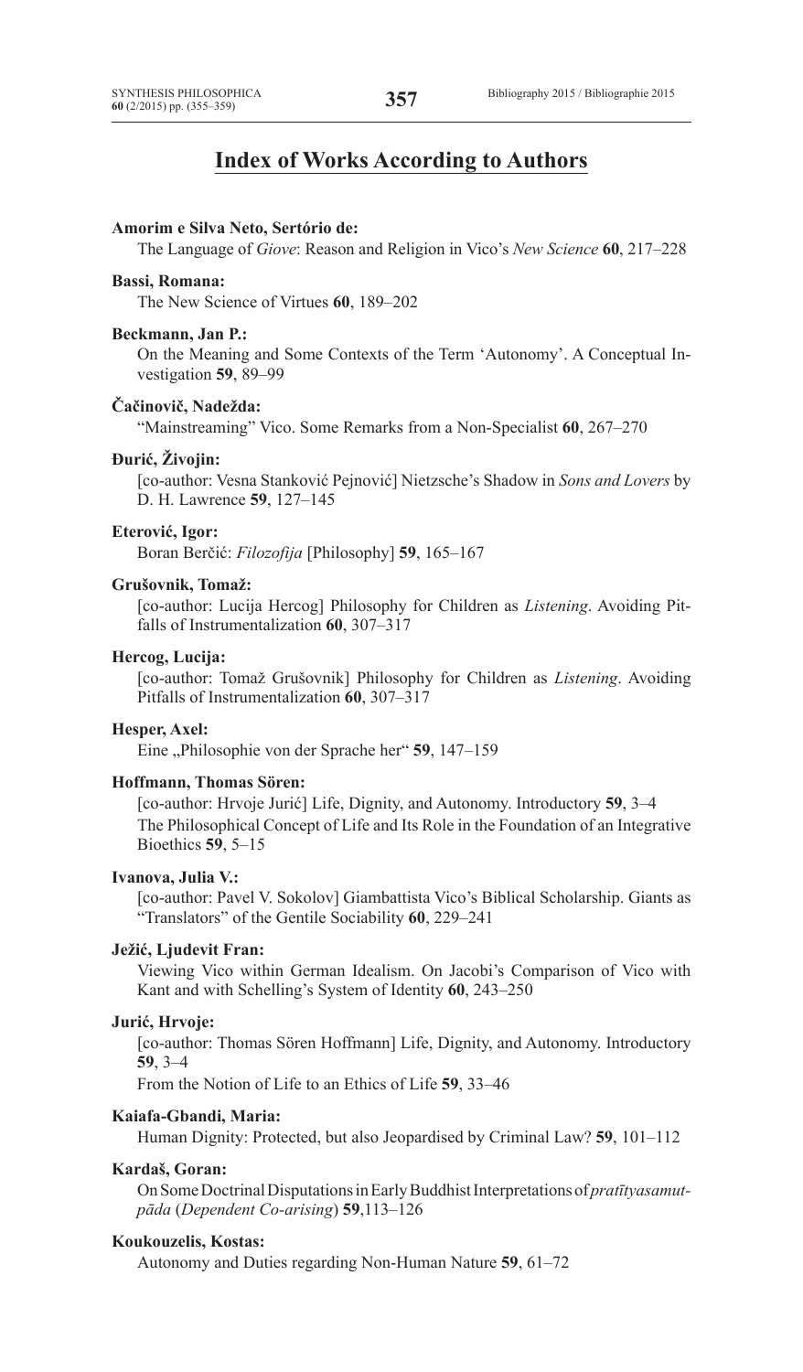## Index of Works According to Authors

**Amorim e Silva Neto, Sertório de:**

The Language of *Giove*: Reason and Religion in Vico's *New Science* **60**, 217–228

**Bassi, Romana:**

The New Science of Virtues **60**, 189–202

**Beckmann, Jan P.:**

On the Meaning and Some Contexts of the Term 'Autonomy'. A Conceptual Investigation **59**, 89–99

**Čačinovič, Nadežda:**

"Mainstreaming" Vico. Some Remarks from a Non-Specialist **60**, 267–270

**Đurić, Živojin:**

[co-author: Vesna Stanković Pejnović] Nietzsche's Shadow in *Sons and Lovers* by D. H. Lawrence **59**, 127–145

**Eterović, Igor:**

Boran Berčić: *Filozofija* [Philosophy] **59**, 165–167

**Grušovnik, Tomaž:**

[co-author: Lucija Hercog] Philosophy for Children as *Listening*. Avoiding Pitfalls of Instrumentalization **60**, 307–317

**Hercog, Lucija:**

[co-author: Tomaž Grušovnik] Philosophy for Children as *Listening*. Avoiding Pitfalls of Instrumentalization **60**, 307–317

**Hesper, Axel:**

Eine „Philosophie von der Sprache her" **59**, 147–159

**Hoffmann, Thomas Sören:**

[co-author: Hrvoje Jurić] Life, Dignity, and Autonomy. Introductory **59**, 3–4

The Philosophical Concept of Life and Its Role in the Foundation of an Integrative Bioethics **59**, 5–15

**Ivanova, Julia V.:**

[co-author: Pavel V. Sokolov] Giambattista Vico's Biblical Scholarship. Giants as "Translators" of the Gentile Sociability **60**, 229–241

**Ježić, Ljudevit Fran:**

Viewing Vico within German Idealism. On Jacobi's Comparison of Vico with Kant and with Schelling's System of Identity **60**, 243–250

**Jurić, Hrvoje:**

[co-author: Thomas Sören Hoffmann] Life, Dignity, and Autonomy. Introductory **59**, 3–4

From the Notion of Life to an Ethics of Life **59**, 33–46

**Kaiafa-Gbandi, Maria:**

Human Dignity: Protected, but also Jeopardised by Criminal Law? **59**, 101–112

**Kardaš, Goran:**

On Some Doctrinal Disputations in Early Buddhist Interpretations of *pratītyasamutpāda* (*Dependent Co-arising*) **59**,113–126

**Koukouzelis, Kostas:**

Autonomy and Duties regarding Non-Human Nature **59**, 61–72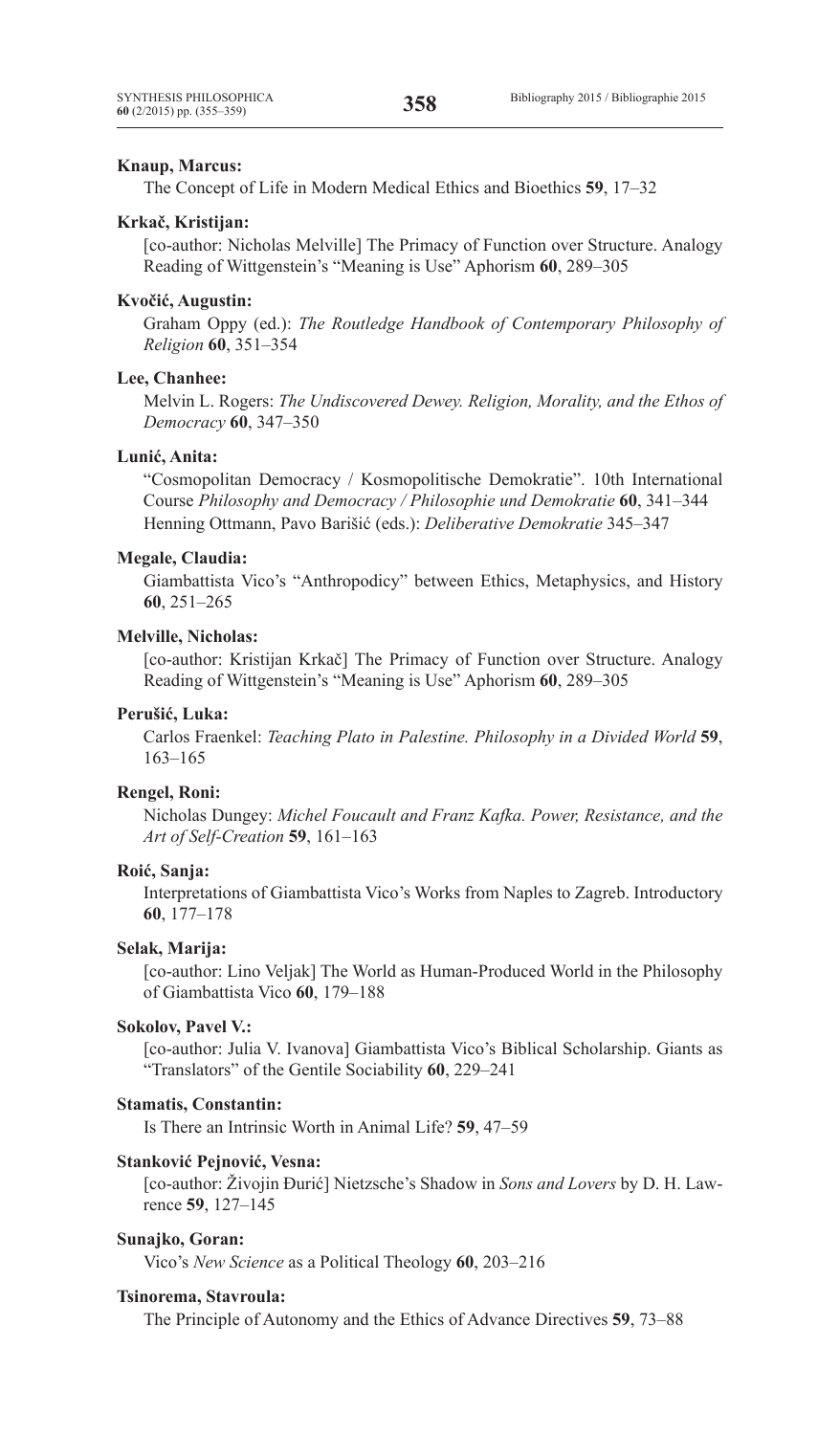**Knaup, Marcus:**

The Concept of Life in Modern Medical Ethics and Bioethics **59**, 17–32

**Krkač, Kristijan:**

[co-author: Nicholas Melville] The Primacy of Function over Structure. Analogy Reading of Wittgenstein's "Meaning is Use" Aphorism **60**, 289–305

**Kvočić, Augustin:**

Graham Oppy (ed.): *The Routledge Handbook of Contemporary Philosophy of Religion* **60**, 351–354

**Lee, Chanhee:**

Melvin L. Rogers: *The Undiscovered Dewey. Religion, Morality, and the Ethos of Democracy* **60**, 347–350

**Lunić, Anita:**

"Cosmopolitan Democracy / Kosmopolitische Demokratie". 10th International Course *Philosophy and Democracy / Philosophie und Demokratie* **60**, 341–344

Henning Ottmann, Pavo Barišić (eds.): *Deliberative Demokratie* 345–347

**Megale, Claudia:**

Giambattista Vico's "Anthropodicy" between Ethics, Metaphysics, and History **60**, 251–265

**Melville, Nicholas:**

[co-author: Kristijan Krkač] The Primacy of Function over Structure. Analogy Reading of Wittgenstein's "Meaning is Use" Aphorism **60**, 289–305

**Perušić, Luka:**

Carlos Fraenkel: *Teaching Plato in Palestine. Philosophy in a Divided World* **59**, 163–165

**Rengel, Roni:**

Nicholas Dungey: *Michel Foucault and Franz Kafka. Power, Resistance, and the Art of Self-Creation* **59**, 161–163

**Roić, Sanja:**

Interpretations of Giambattista Vico's Works from Naples to Zagreb. Introductory **60**, 177–178

**Selak, Marija:**

[co-author: Lino Veljak] The World as Human-Produced World in the Philosophy of Giambattista Vico **60**, 179–188

**Sokolov, Pavel V.:**

[co-author: Julia V. Ivanova] Giambattista Vico's Biblical Scholarship. Giants as "Translators" of the Gentile Sociability **60**, 229–241

**Stamatis, Constantin:**

Is There an Intrinsic Worth in Animal Life? **59**, 47–59

**Stanković Pejnović, Vesna:**

[co-author: Živojin Đurić] Nietzsche's Shadow in *Sons and Lovers* by D. H. Lawrence **59**, 127–145

**Sunajko, Goran:**

Vico's *New Science* as a Political Theology **60**, 203–216

**Tsinorema, Stavroula:**

The Principle of Autonomy and the Ethics of Advance Directives **59**, 73–88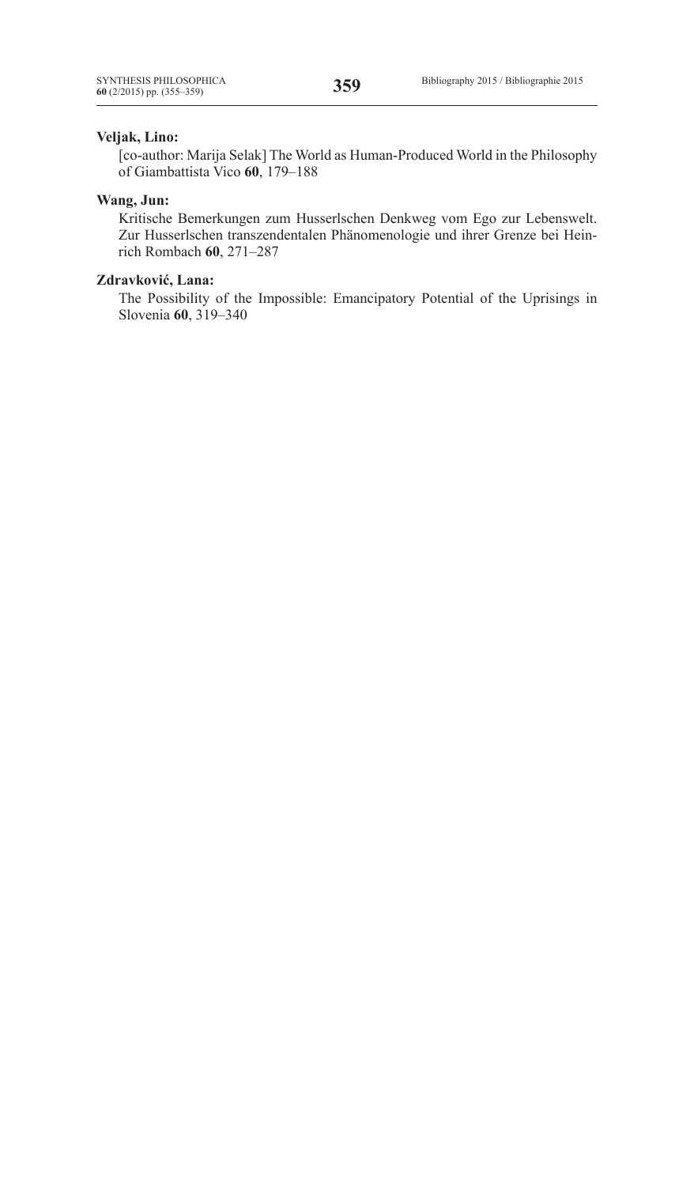**Veljak, Lino:**

[co-author: Marija Selak] The World as Human-Produced World in the Philosophy of Giambattista Vico **60**, 179–188

**Wang, Jun:**

Kritische Bemerkungen zum Husserlschen Denkweg vom Ego zur Lebenswelt. Zur Husserlschen transzendentalen Phänomenologie und ihrer Grenze bei Heinrich Rombach **60**, 271–287

**Zdravković, Lana:**

The Possibility of the Impossible: Emancipatory Potential of the Uprisings in Slovenia **60**, 319–340